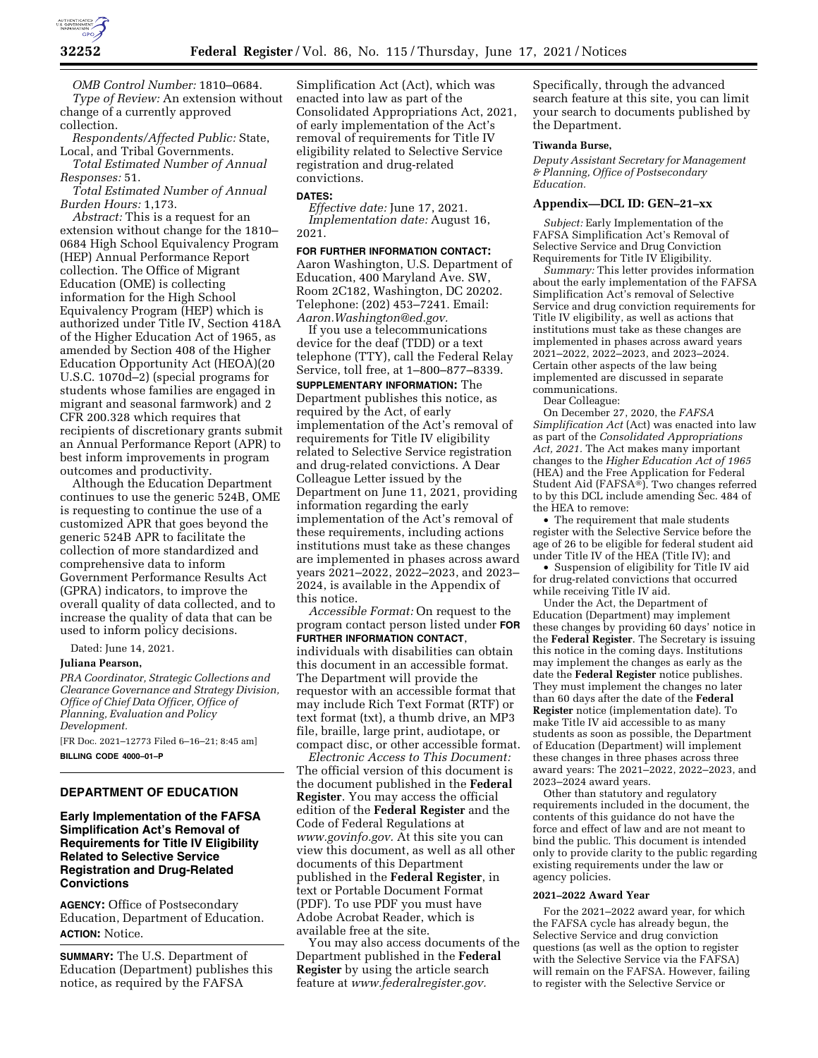*OMB Control Number:* 1810–0684.

*Type of Review:* An extension without change of a currently approved collection.

*Respondents/Affected Public:* State, Local, and Tribal Governments.

*Total Estimated Number of Annual Responses:* 51.

*Total Estimated Number of Annual Burden Hours:* 1,173.

*Abstract:* This is a request for an extension without change for the 1810–0684 High School Equivalency Program (HEP) Annual Performance Report collection. The Office of Migrant Education (OME) is collecting information for the High School Equivalency Program (HEP) which is authorized under Title IV, Section 418A of the Higher Education Act of 1965, as amended by Section 408 of the Higher Education Opportunity Act (HEOA)(20 U.S.C. 1070d–2) (special programs for students whose families are engaged in migrant and seasonal farmwork) and 2 CFR 200.328 which requires that recipients of discretionary grants submit an Annual Performance Report (APR) to best inform improvements in program outcomes and productivity.

Although the Education Department continues to use the generic 524B, OME is requesting to continue the use of a customized APR that goes beyond the generic 524B APR to facilitate the collection of more standardized and comprehensive data to inform Government Performance Results Act (GPRA) indicators, to improve the overall quality of data collected, and to increase the quality of data that can be used to inform policy decisions.

Dated: June 14, 2021.

**Juliana Pearson,**

*PRA Coordinator, Strategic Collections and Clearance Governance and Strategy Division, Office of Chief Data Officer, Office of Planning, Evaluation and Policy Development.*

[FR Doc. 2021–12773 Filed 6–16–21; 8:45 am]

**BILLING CODE 4000–01–P**

## DEPARTMENT OF EDUCATION

## Early Implementation of the FAFSA Simplification Act's Removal of Requirements for Title IV Eligibility Related to Selective Service Registration and Drug-Related Convictions

**AGENCY:** Office of Postsecondary Education, Department of Education.

**ACTION:** Notice.

**SUMMARY:** The U.S. Department of Education (Department) publishes this notice, as required by the FAFSA Simplification Act (Act), which was enacted into law as part of the Consolidated Appropriations Act, 2021, of early implementation of the Act's removal of requirements for Title IV eligibility related to Selective Service registration and drug-related convictions.

**DATES:**

*Effective date:* June 17, 2021.

*Implementation date:* August 16, 2021.

**FOR FURTHER INFORMATION CONTACT:** Aaron Washington, U.S. Department of Education, 400 Maryland Ave. SW, Room 2C182, Washington, DC 20202. Telephone: (202) 453–7241. Email: *Aaron.Washington@ed.gov.*

If you use a telecommunications device for the deaf (TDD) or a text telephone (TTY), call the Federal Relay Service, toll free, at 1–800–877–8339.

**SUPPLEMENTARY INFORMATION:** The Department publishes this notice, as required by the Act, of early implementation of the Act's removal of requirements for Title IV eligibility related to Selective Service registration and drug-related convictions. A Dear Colleague Letter issued by the Department on June 11, 2021, providing information regarding the early implementation of the Act's removal of these requirements, including actions institutions must take as these changes are implemented in phases across award years 2021–2022, 2022–2023, and 2023–2024, is available in the Appendix of this notice.

*Accessible Format:* On request to the program contact person listed under **FOR FURTHER INFORMATION CONTACT**, individuals with disabilities can obtain this document in an accessible format. The Department will provide the requestor with an accessible format that may include Rich Text Format (RTF) or text format (txt), a thumb drive, an MP3 file, braille, large print, audiotape, or compact disc, or other accessible format.

*Electronic Access to This Document:* The official version of this document is the document published in the **Federal Register**. You may access the official edition of the **Federal Register** and the Code of Federal Regulations at *www.govinfo.gov.* At this site you can view this document, as well as all other documents of this Department published in the **Federal Register**, in text or Portable Document Format (PDF). To use PDF you must have Adobe Acrobat Reader, which is available free at the site.

You may also access documents of the Department published in the **Federal Register** by using the article search feature at *www.federalregister.gov.* Specifically, through the advanced search feature at this site, you can limit your search to documents published by the Department.

**Tiwanda Burse,**

*Deputy Assistant Secretary for Management & Planning, Office of Postsecondary Education.*

### Appendix—DCL ID: GEN–21–xx

*Subject:* Early Implementation of the FAFSA Simplification Act's Removal of Selective Service and Drug Conviction Requirements for Title IV Eligibility.

*Summary:* This letter provides information about the early implementation of the FAFSA Simplification Act's removal of Selective Service and drug conviction requirements for Title IV eligibility, as well as actions that institutions must take as these changes are implemented in phases across award years 2021–2022, 2022–2023, and 2023–2024. Certain other aspects of the law being implemented are discussed in separate communications.

Dear Colleague:

On December 27, 2020, the *FAFSA Simplification Act* (Act) was enacted into law as part of the *Consolidated Appropriations Act, 2021.* The Act makes many important changes to the *Higher Education Act of 1965* (HEA) and the Free Application for Federal Student Aid (FAFSA®). Two changes referred to by this DCL include amending Sec. 484 of the HEA to remove:

- The requirement that male students register with the Selective Service before the age of 26 to be eligible for federal student aid under Title IV of the HEA (Title IV); and
- Suspension of eligibility for Title IV aid for drug-related convictions that occurred while receiving Title IV aid.

Under the Act, the Department of Education (Department) may implement these changes by providing 60 days' notice in the **Federal Register**. The Secretary is issuing this notice in the coming days. Institutions may implement the changes as early as the date the **Federal Register** notice publishes. They must implement the changes no later than 60 days after the date of the **Federal Register** notice (implementation date). To make Title IV aid accessible to as many students as soon as possible, the Department of Education (Department) will implement these changes in three phases across three award years: The 2021–2022, 2022–2023, and 2023–2024 award years.

Other than statutory and regulatory requirements included in the document, the contents of this guidance do not have the force and effect of law and are not meant to bind the public. This document is intended only to provide clarity to the public regarding existing requirements under the law or agency policies.

#### 2021–2022 Award Year

For the 2021–2022 award year, for which the FAFSA cycle has already begun, the Selective Service and drug conviction questions (as well as the option to register with the Selective Service via the FAFSA) will remain on the FAFSA. However, failing to register with the Selective Service or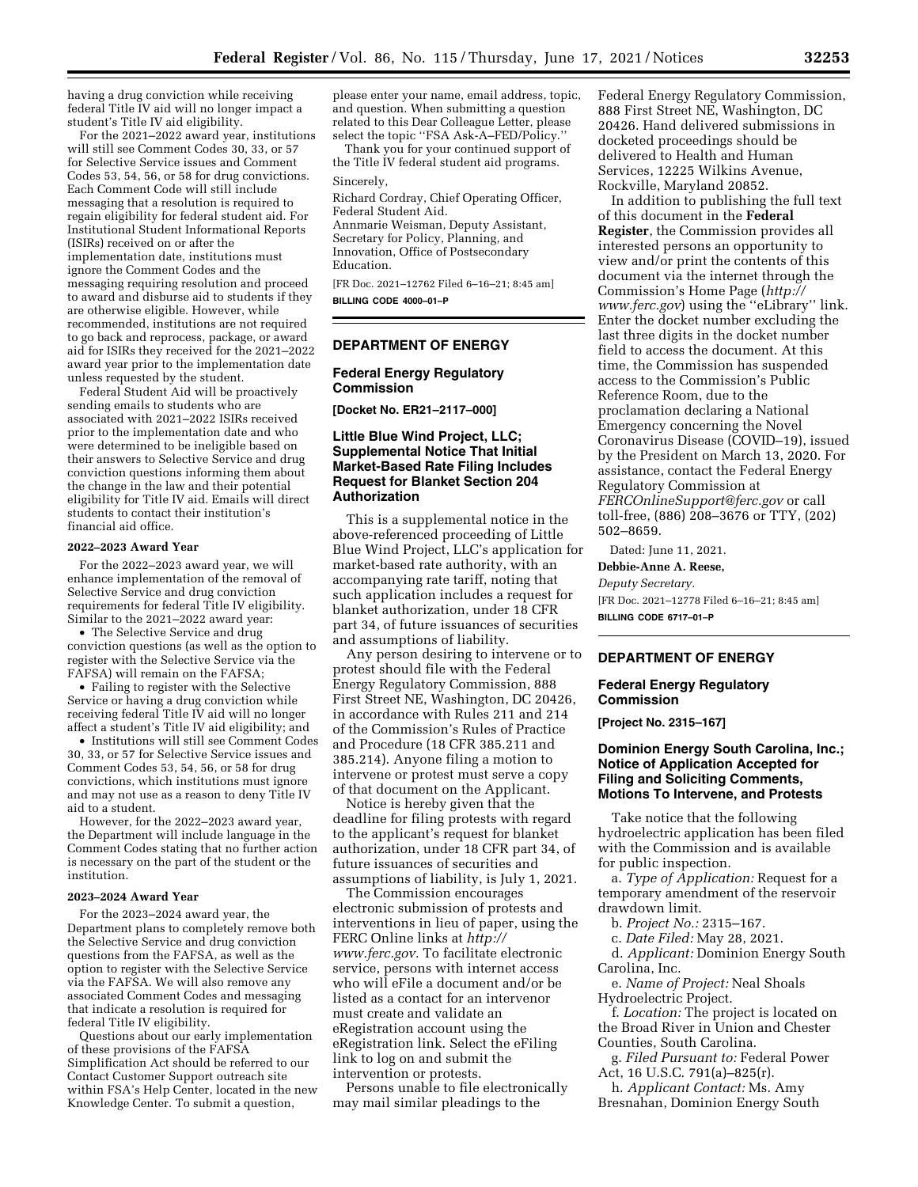having a drug conviction while receiving federal Title IV aid will no longer impact a student's Title IV aid eligibility.

For the 2021–2022 award year, institutions will still see Comment Codes 30, 33, or 57 for Selective Service issues and Comment Codes 53, 54, 56, or 58 for drug convictions. Each Comment Code will still include messaging that a resolution is required to regain eligibility for federal student aid. For Institutional Student Informational Reports (ISIRs) received on or after the implementation date, institutions must ignore the Comment Codes and the messaging requiring resolution and proceed to award and disburse aid to students if they are otherwise eligible. However, while recommended, institutions are not required to go back and reprocess, package, or award aid for ISIRs they received for the 2021–2022 award year prior to the implementation date unless requested by the student.

Federal Student Aid will be proactively sending emails to students who are associated with 2021–2022 ISIRs received prior to the implementation date and who were determined to be ineligible based on their answers to Selective Service and drug conviction questions informing them about the change in the law and their potential eligibility for Title IV aid. Emails will direct students to contact their institution's financial aid office.

#### 2022–2023 Award Year

For the 2022–2023 award year, we will enhance implementation of the removal of Selective Service and drug conviction requirements for federal Title IV eligibility. Similar to the 2021–2022 award year:

- The Selective Service and drug conviction questions (as well as the option to register with the Selective Service via the FAFSA) will remain on the FAFSA;
- Failing to register with the Selective Service or having a drug conviction while receiving federal Title IV aid will no longer affect a student's Title IV aid eligibility; and
- Institutions will still see Comment Codes 30, 33, or 57 for Selective Service issues and Comment Codes 53, 54, 56, or 58 for drug convictions, which institutions must ignore and may not use as a reason to deny Title IV aid to a student.

However, for the 2022–2023 award year, the Department will include language in the Comment Codes stating that no further action is necessary on the part of the student or the institution.

#### 2023–2024 Award Year

For the 2023–2024 award year, the Department plans to completely remove both the Selective Service and drug conviction questions from the FAFSA, as well as the option to register with the Selective Service via the FAFSA. We will also remove any associated Comment Codes and messaging that indicate a resolution is required for federal Title IV eligibility.

Questions about our early implementation of these provisions of the FAFSA Simplification Act should be referred to our Contact Customer Support outreach site within FSA's Help Center, located in the new Knowledge Center. To submit a question, please enter your name, email address, topic, and question. When submitting a question related to this Dear Colleague Letter, please select the topic "FSA Ask-A–FED/Policy."

Thank you for your continued support of the Title IV federal student aid programs.

Sincerely,

Richard Cordray, Chief Operating Officer, Federal Student Aid.

Annmarie Weisman, Deputy Assistant, Secretary for Policy, Planning, and Innovation, Office of Postsecondary Education.

[FR Doc. 2021–12762 Filed 6–16–21; 8:45 am]

**BILLING CODE 4000–01–P**

## DEPARTMENT OF ENERGY

### Federal Energy Regulatory Commission

**[Docket No. ER21–2117–000]**

### Little Blue Wind Project, LLC; Supplemental Notice That Initial Market-Based Rate Filing Includes Request for Blanket Section 204 Authorization

This is a supplemental notice in the above-referenced proceeding of Little Blue Wind Project, LLC's application for market-based rate authority, with an accompanying rate tariff, noting that such application includes a request for blanket authorization, under 18 CFR part 34, of future issuances of securities and assumptions of liability.

Any person desiring to intervene or to protest should file with the Federal Energy Regulatory Commission, 888 First Street NE, Washington, DC 20426, in accordance with Rules 211 and 214 of the Commission's Rules of Practice and Procedure (18 CFR 385.211 and 385.214). Anyone filing a motion to intervene or protest must serve a copy of that document on the Applicant.

Notice is hereby given that the deadline for filing protests with regard to the applicant's request for blanket authorization, under 18 CFR part 34, of future issuances of securities and assumptions of liability, is July 1, 2021.

The Commission encourages electronic submission of protests and interventions in lieu of paper, using the FERC Online links at *http://www.ferc.gov*. To facilitate electronic service, persons with internet access who will eFile a document and/or be listed as a contact for an intervenor must create and validate an eRegistration account using the eRegistration link. Select the eFiling link to log on and submit the intervention or protests.

Persons unable to file electronically may mail similar pleadings to the Federal Energy Regulatory Commission, 888 First Street NE, Washington, DC 20426. Hand delivered submissions in docketed proceedings should be delivered to Health and Human Services, 12225 Wilkins Avenue, Rockville, Maryland 20852.

In addition to publishing the full text of this document in the **Federal Register**, the Commission provides all interested persons an opportunity to view and/or print the contents of this document via the internet through the Commission's Home Page (*http://www.ferc.gov*) using the "eLibrary" link. Enter the docket number excluding the last three digits in the docket number field to access the document. At this time, the Commission has suspended access to the Commission's Public Reference Room, due to the proclamation declaring a National Emergency concerning the Novel Coronavirus Disease (COVID–19), issued by the President on March 13, 2020. For assistance, contact the Federal Energy Regulatory Commission at *FERCOnlineSupport@ferc.gov* or call toll-free, (886) 208–3676 or TTY, (202) 502–8659.

Dated: June 11, 2021.

**Debbie-Anne A. Reese,**

*Deputy Secretary.*

[FR Doc. 2021–12778 Filed 6–16–21; 8:45 am]

**BILLING CODE 6717–01–P**

## DEPARTMENT OF ENERGY

### Federal Energy Regulatory Commission

**[Project No. 2315–167]**

### Dominion Energy South Carolina, Inc.; Notice of Application Accepted for Filing and Soliciting Comments, Motions To Intervene, and Protests

Take notice that the following hydroelectric application has been filed with the Commission and is available for public inspection.

a. *Type of Application:* Request for a temporary amendment of the reservoir drawdown limit.

b. *Project No.:* 2315–167.

c. *Date Filed:* May 28, 2021.

d. *Applicant:* Dominion Energy South Carolina, Inc.

e. *Name of Project:* Neal Shoals Hydroelectric Project.

f. *Location:* The project is located on the Broad River in Union and Chester Counties, South Carolina.

g. *Filed Pursuant to:* Federal Power Act, 16 U.S.C. 791(a)–825(r).

h. *Applicant Contact:* Ms. Amy Bresnahan, Dominion Energy South